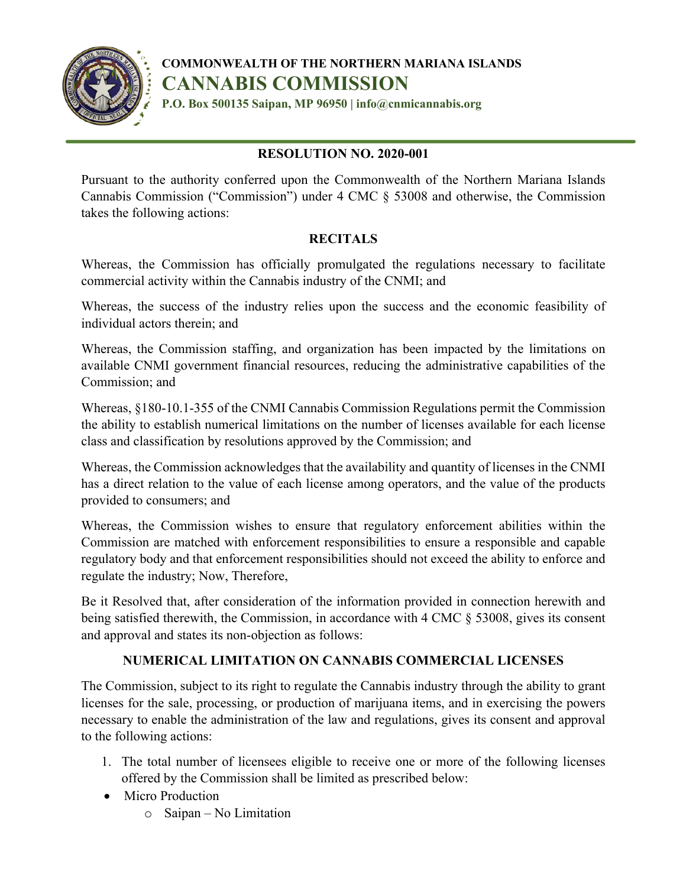**COMMONWEALTH OF THE NORTHERN MARIANA ISLANDS**

# CANNABIS COMMISSION

**P.O. Box 500135 Saipan, MP 96950 | info@cnmicannabis.org**

## RESOLUTION NO. 2020-001

Pursuant to the authority conferred upon the Commonwealth of the Northern Mariana Islands Cannabis Commission ("Commission") under 4 CMC § 53008 and otherwise, the Commission takes the following actions:

### RECITALS

Whereas, the Commission has officially promulgated the regulations necessary to facilitate commercial activity within the Cannabis industry of the CNMI; and

Whereas, the success of the industry relies upon the success and the economic feasibility of individual actors therein; and

Whereas, the Commission staffing, and organization has been impacted by the limitations on available CNMI government financial resources, reducing the administrative capabilities of the Commission; and

Whereas, §180-10.1-355 of the CNMI Cannabis Commission Regulations permit the Commission the ability to establish numerical limitations on the number of licenses available for each license class and classification by resolutions approved by the Commission; and

Whereas, the Commission acknowledges that the availability and quantity of licenses in the CNMI has a direct relation to the value of each license among operators, and the value of the products provided to consumers; and

Whereas, the Commission wishes to ensure that regulatory enforcement abilities within the Commission are matched with enforcement responsibilities to ensure a responsible and capable regulatory body and that enforcement responsibilities should not exceed the ability to enforce and regulate the industry; Now, Therefore,

Be it Resolved that, after consideration of the information provided in connection herewith and being satisfied therewith, the Commission, in accordance with 4 CMC § 53008, gives its consent and approval and states its non-objection as follows:

### NUMERICAL LIMITATION ON CANNABIS COMMERCIAL LICENSES

The Commission, subject to its right to regulate the Cannabis industry through the ability to grant licenses for the sale, processing, or production of marijuana items, and in exercising the powers necessary to enable the administration of the law and regulations, gives its consent and approval to the following actions:

1. The total number of licensees eligible to receive one or more of the following licenses offered by the Commission shall be limited as prescribed below:

- Micro Production
  - Saipan – No Limitation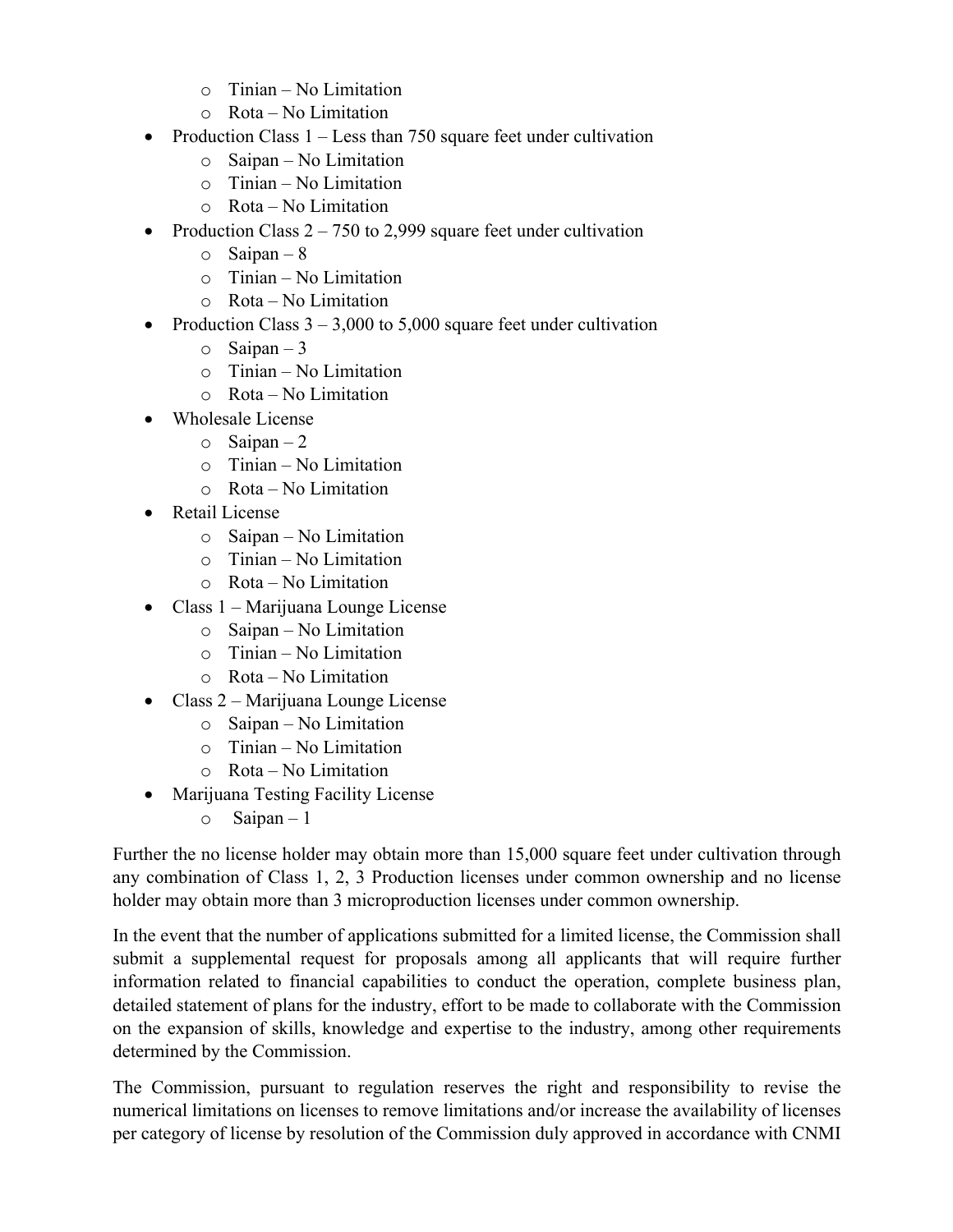- Tinian – No Limitation
  - Rota – No Limitation
- Production Class 1 – Less than 750 square feet under cultivation
  - Saipan – No Limitation
  - Tinian – No Limitation
  - Rota – No Limitation
- Production Class 2 – 750 to 2,999 square feet under cultivation
  - Saipan – 8
  - Tinian – No Limitation
  - Rota – No Limitation
- Production Class 3 – 3,000 to 5,000 square feet under cultivation
  - Saipan – 3
  - Tinian – No Limitation
  - Rota – No Limitation
- Wholesale License
  - Saipan – 2
  - Tinian – No Limitation
  - Rota – No Limitation
- Retail License
  - Saipan – No Limitation
  - Tinian – No Limitation
  - Rota – No Limitation
- Class 1 – Marijuana Lounge License
  - Saipan – No Limitation
  - Tinian – No Limitation
  - Rota – No Limitation
- Class 2 – Marijuana Lounge License
  - Saipan – No Limitation
  - Tinian – No Limitation
  - Rota – No Limitation
- Marijuana Testing Facility License
  - Saipan – 1

Further the no license holder may obtain more than 15,000 square feet under cultivation through any combination of Class 1, 2, 3 Production licenses under common ownership and no license holder may obtain more than 3 microproduction licenses under common ownership.

In the event that the number of applications submitted for a limited license, the Commission shall submit a supplemental request for proposals among all applicants that will require further information related to financial capabilities to conduct the operation, complete business plan, detailed statement of plans for the industry, effort to be made to collaborate with the Commission on the expansion of skills, knowledge and expertise to the industry, among other requirements determined by the Commission.

The Commission, pursuant to regulation reserves the right and responsibility to revise the numerical limitations on licenses to remove limitations and/or increase the availability of licenses per category of license by resolution of the Commission duly approved in accordance with CNMI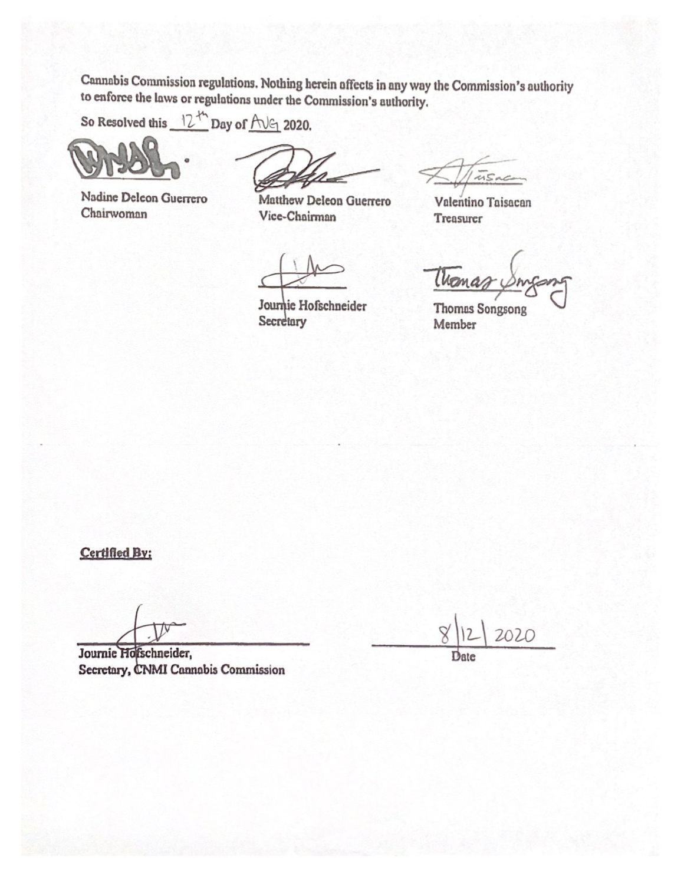Cannabis Commission regulations. Nothing herein affects in any way the Commission's authority to enforce the laws or regulations under the Commission's authority.

So Resolved this 12th Day of AUG 2020.

Nadine Deleon Guerrero
Chairwoman

Matthew Deleon Guerrero
Vice-Chairman

Valentino Taisacan
Treasurer

Journie Hofschneider
Secretary

Thomas Songsong
Member

**Certified By:**

Journie Hofschneider,
Secretary, CNMI Cannabis Commission

8/12/2020
Date